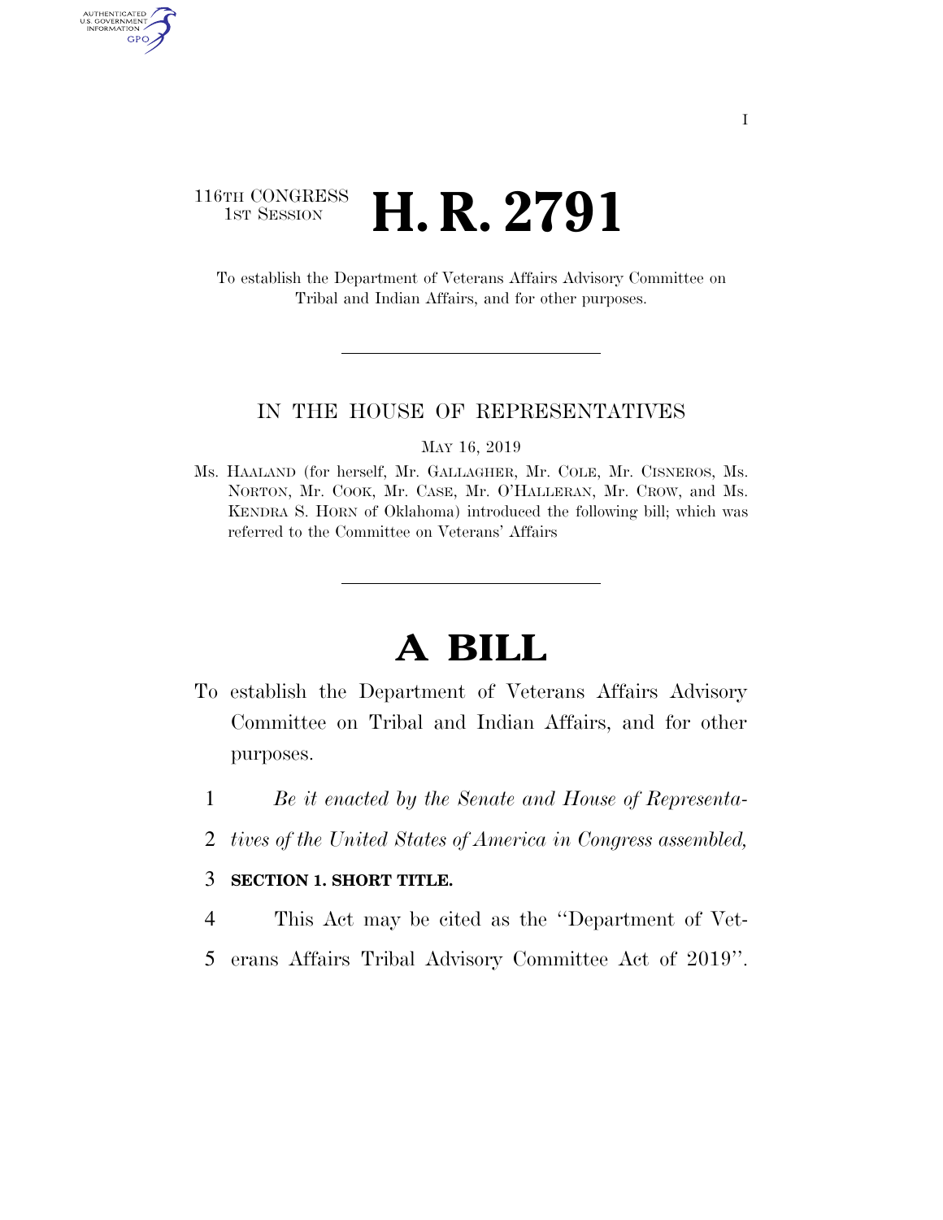116TH CONGRESS
1ST SESSION

# H. R. 2791

To establish the Department of Veterans Affairs Advisory Committee on Tribal and Indian Affairs, and for other purposes.

IN THE HOUSE OF REPRESENTATIVES

MAY 16, 2019

Ms. HAALAND (for herself, Mr. GALLAGHER, Mr. COLE, Mr. CISNEROS, Ms. NORTON, Mr. COOK, Mr. CASE, Mr. O'HALLERAN, Mr. CROW, and Ms. KENDRA S. HORN of Oklahoma) introduced the following bill; which was referred to the Committee on Veterans' Affairs

# A BILL

To establish the Department of Veterans Affairs Advisory Committee on Tribal and Indian Affairs, and for other purposes.

1 *Be it enacted by the Senate and House of Representa-*
2 *tives of the United States of America in Congress assembled,*

3 **SECTION 1. SHORT TITLE.**

4 This Act may be cited as the ''Department of Vet-
5 erans Affairs Tribal Advisory Committee Act of 2019''.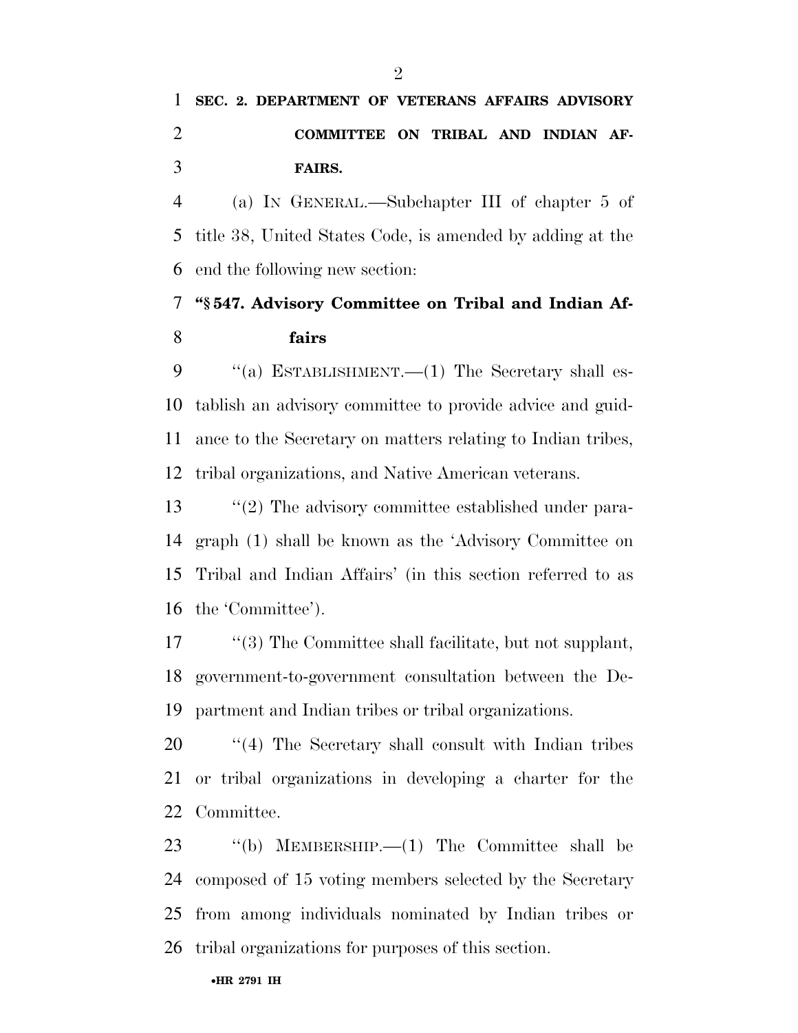**SEC. 2. DEPARTMENT OF VETERANS AFFAIRS ADVISORY COMMITTEE ON TRIBAL AND INDIAN AFFAIRS.**

(a) IN GENERAL.—Subchapter III of chapter 5 of title 38, United States Code, is amended by adding at the end the following new section:

**"§ 547. Advisory Committee on Tribal and Indian Affairs**

"(a) ESTABLISHMENT.—(1) The Secretary shall establish an advisory committee to provide advice and guidance to the Secretary on matters relating to Indian tribes, tribal organizations, and Native American veterans.

"(2) The advisory committee established under paragraph (1) shall be known as the 'Advisory Committee on Tribal and Indian Affairs' (in this section referred to as the 'Committee').

"(3) The Committee shall facilitate, but not supplant, government-to-government consultation between the Department and Indian tribes or tribal organizations.

"(4) The Secretary shall consult with Indian tribes or tribal organizations in developing a charter for the Committee.

"(b) MEMBERSHIP.—(1) The Committee shall be composed of 15 voting members selected by the Secretary from among individuals nominated by Indian tribes or tribal organizations for purposes of this section.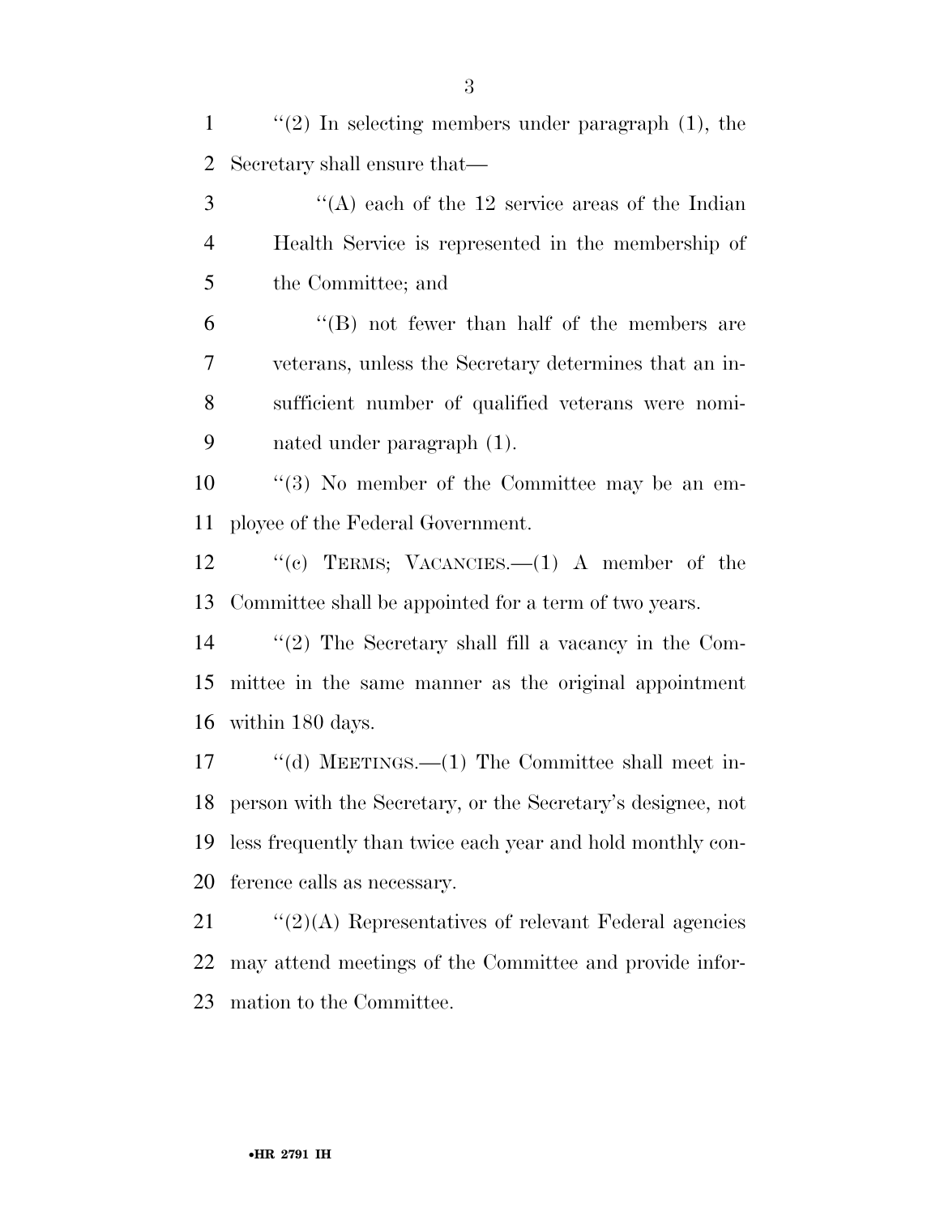''(2) In selecting members under paragraph (1), the Secretary shall ensure that—

''(A) each of the 12 service areas of the Indian Health Service is represented in the membership of the Committee; and

''(B) not fewer than half of the members are veterans, unless the Secretary determines that an insufficient number of qualified veterans were nominated under paragraph (1).

''(3) No member of the Committee may be an employee of the Federal Government.

''(c) TERMS; VACANCIES.—(1) A member of the Committee shall be appointed for a term of two years.

''(2) The Secretary shall fill a vacancy in the Committee in the same manner as the original appointment within 180 days.

''(d) MEETINGS.—(1) The Committee shall meet in-person with the Secretary, or the Secretary's designee, not less frequently than twice each year and hold monthly conference calls as necessary.

''(2)(A) Representatives of relevant Federal agencies may attend meetings of the Committee and provide information to the Committee.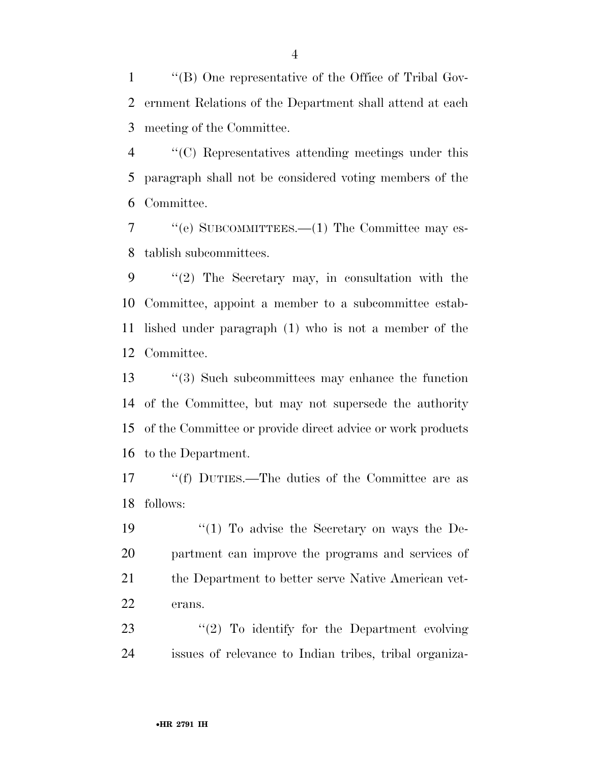''(B) One representative of the Office of Tribal Government Relations of the Department shall attend at each meeting of the Committee.

''(C) Representatives attending meetings under this paragraph shall not be considered voting members of the Committee.

''(e) SUBCOMMITTEES.—(1) The Committee may establish subcommittees.

''(2) The Secretary may, in consultation with the Committee, appoint a member to a subcommittee established under paragraph (1) who is not a member of the Committee.

''(3) Such subcommittees may enhance the function of the Committee, but may not supersede the authority of the Committee or provide direct advice or work products to the Department.

''(f) DUTIES.—The duties of the Committee are as follows:

''(1) To advise the Secretary on ways the Department can improve the programs and services of the Department to better serve Native American veterans.

''(2) To identify for the Department evolving issues of relevance to Indian tribes, tribal organiza-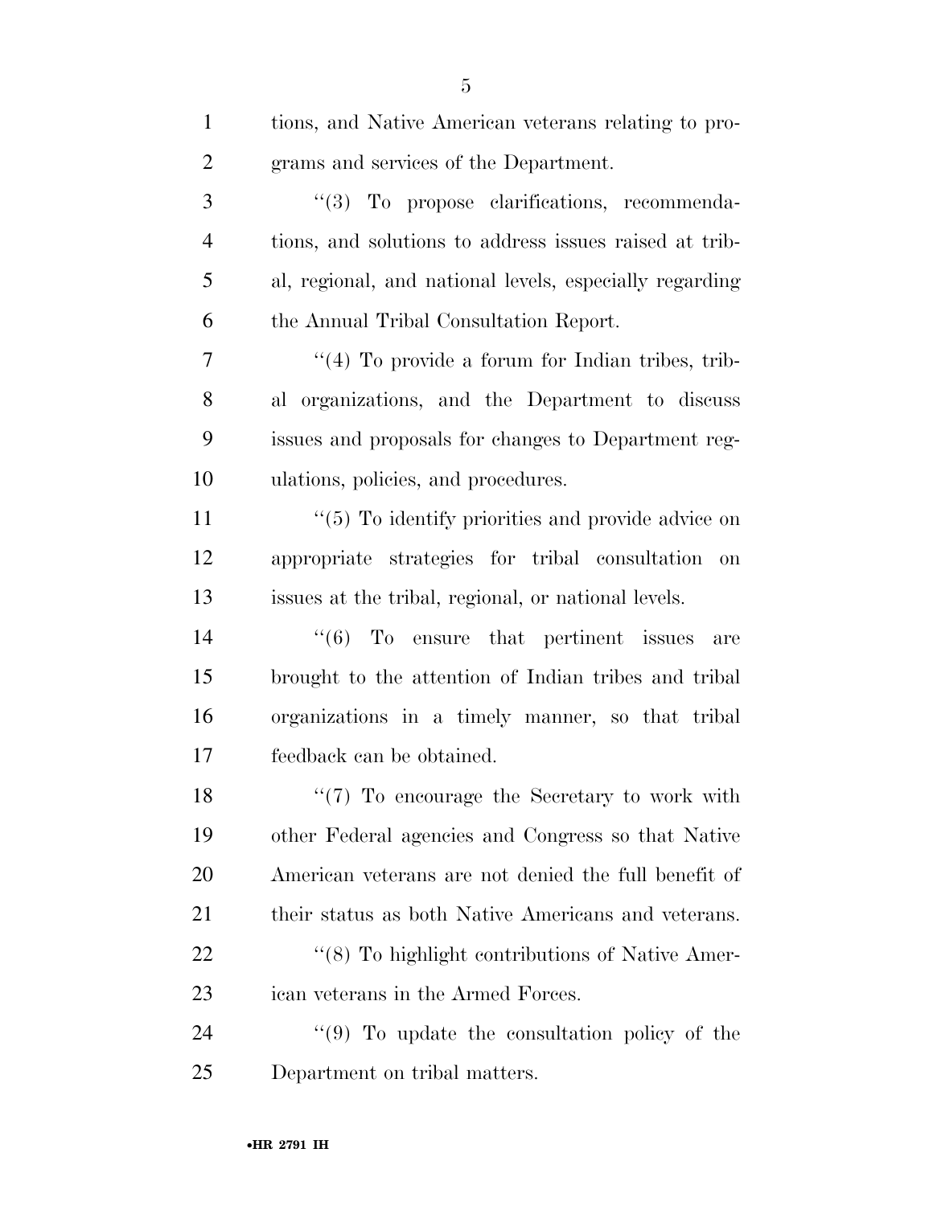tions, and Native American veterans relating to programs and services of the Department.

"(3) To propose clarifications, recommendations, and solutions to address issues raised at tribal, regional, and national levels, especially regarding the Annual Tribal Consultation Report.

"(4) To provide a forum for Indian tribes, tribal organizations, and the Department to discuss issues and proposals for changes to Department regulations, policies, and procedures.

"(5) To identify priorities and provide advice on appropriate strategies for tribal consultation on issues at the tribal, regional, or national levels.

"(6) To ensure that pertinent issues are brought to the attention of Indian tribes and tribal organizations in a timely manner, so that tribal feedback can be obtained.

"(7) To encourage the Secretary to work with other Federal agencies and Congress so that Native American veterans are not denied the full benefit of their status as both Native Americans and veterans.

"(8) To highlight contributions of Native American veterans in the Armed Forces.

"(9) To update the consultation policy of the Department on tribal matters.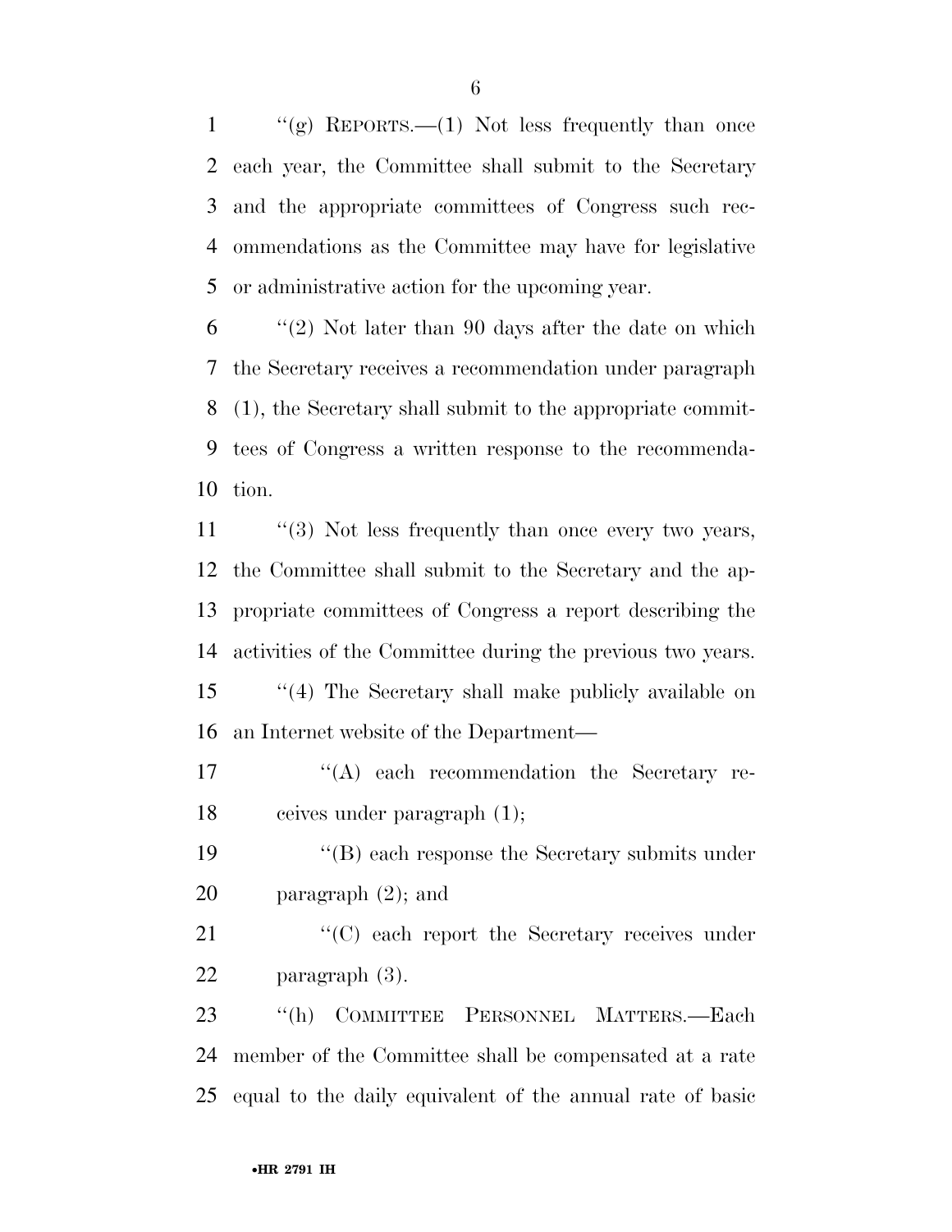"(g) REPORTS.—(1) Not less frequently than once each year, the Committee shall submit to the Secretary and the appropriate committees of Congress such recommendations as the Committee may have for legislative or administrative action for the upcoming year.

"(2) Not later than 90 days after the date on which the Secretary receives a recommendation under paragraph (1), the Secretary shall submit to the appropriate committees of Congress a written response to the recommendation.

"(3) Not less frequently than once every two years, the Committee shall submit to the Secretary and the appropriate committees of Congress a report describing the activities of the Committee during the previous two years.

"(4) The Secretary shall make publicly available on an Internet website of the Department—

"(A) each recommendation the Secretary receives under paragraph (1);

"(B) each response the Secretary submits under paragraph (2); and

"(C) each report the Secretary receives under paragraph (3).

"(h) COMMITTEE PERSONNEL MATTERS.—Each member of the Committee shall be compensated at a rate equal to the daily equivalent of the annual rate of basic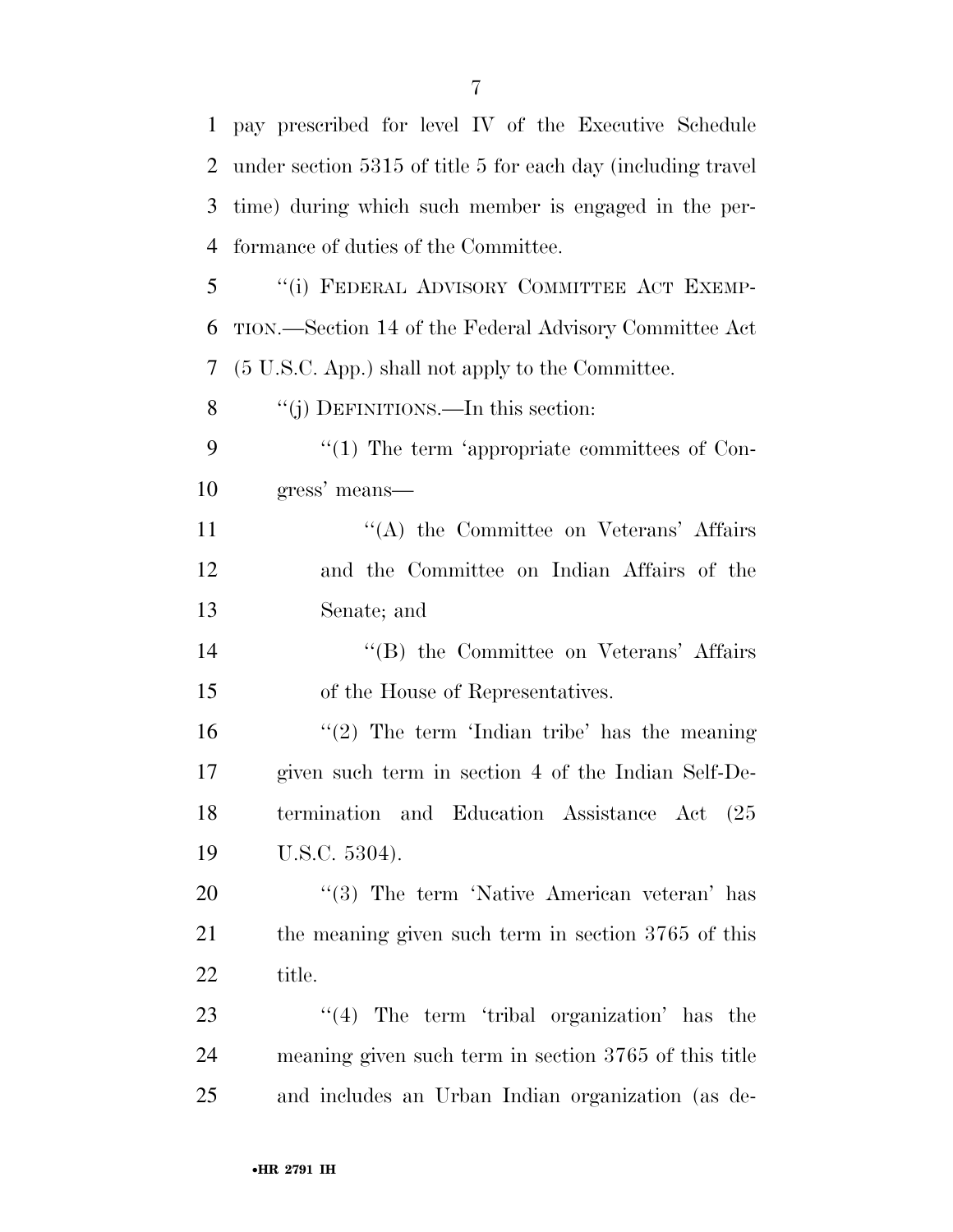pay prescribed for level IV of the Executive Schedule under section 5315 of title 5 for each day (including travel time) during which such member is engaged in the performance of duties of the Committee.

"(i) FEDERAL ADVISORY COMMITTEE ACT EXEMPTION.—Section 14 of the Federal Advisory Committee Act (5 U.S.C. App.) shall not apply to the Committee.

"(j) DEFINITIONS.—In this section:

"(1) The term 'appropriate committees of Congress' means—

"(A) the Committee on Veterans' Affairs and the Committee on Indian Affairs of the Senate; and

"(B) the Committee on Veterans' Affairs of the House of Representatives.

"(2) The term 'Indian tribe' has the meaning given such term in section 4 of the Indian Self-Determination and Education Assistance Act (25 U.S.C. 5304).

"(3) The term 'Native American veteran' has the meaning given such term in section 3765 of this title.

"(4) The term 'tribal organization' has the meaning given such term in section 3765 of this title and includes an Urban Indian organization (as de-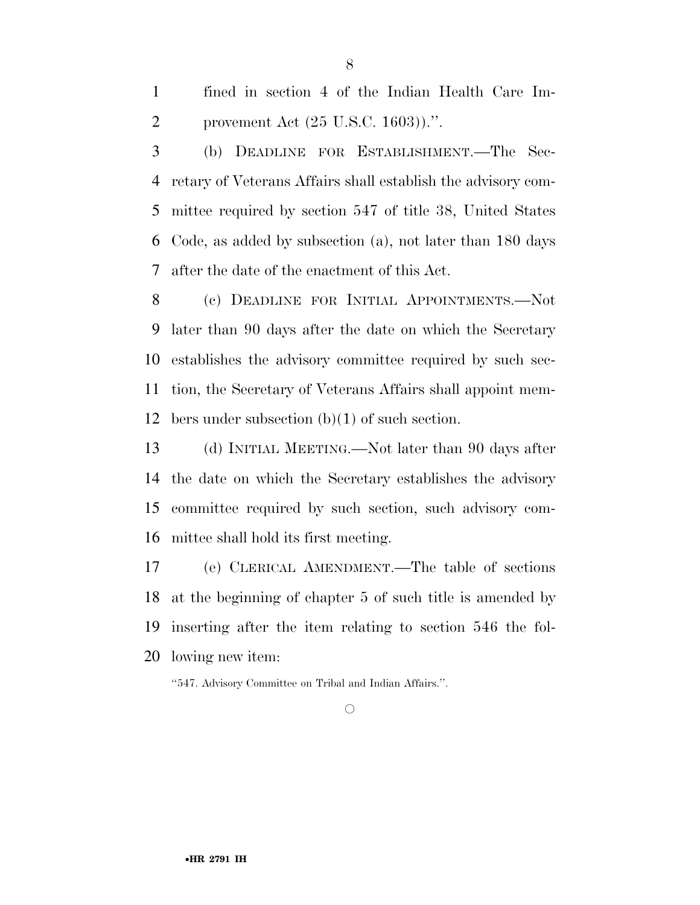fined in section 4 of the Indian Health Care Improvement Act (25 U.S.C. 1603)).''.

(b) DEADLINE FOR ESTABLISHMENT.—The Secretary of Veterans Affairs shall establish the advisory committee required by section 547 of title 38, United States Code, as added by subsection (a), not later than 180 days after the date of the enactment of this Act.

(c) DEADLINE FOR INITIAL APPOINTMENTS.—Not later than 90 days after the date on which the Secretary establishes the advisory committee required by such section, the Secretary of Veterans Affairs shall appoint members under subsection (b)(1) of such section.

(d) INITIAL MEETING.—Not later than 90 days after the date on which the Secretary establishes the advisory committee required by such section, such advisory committee shall hold its first meeting.

(e) CLERICAL AMENDMENT.—The table of sections at the beginning of chapter 5 of such title is amended by inserting after the item relating to section 546 the following new item:

''547. Advisory Committee on Tribal and Indian Affairs.''.

○